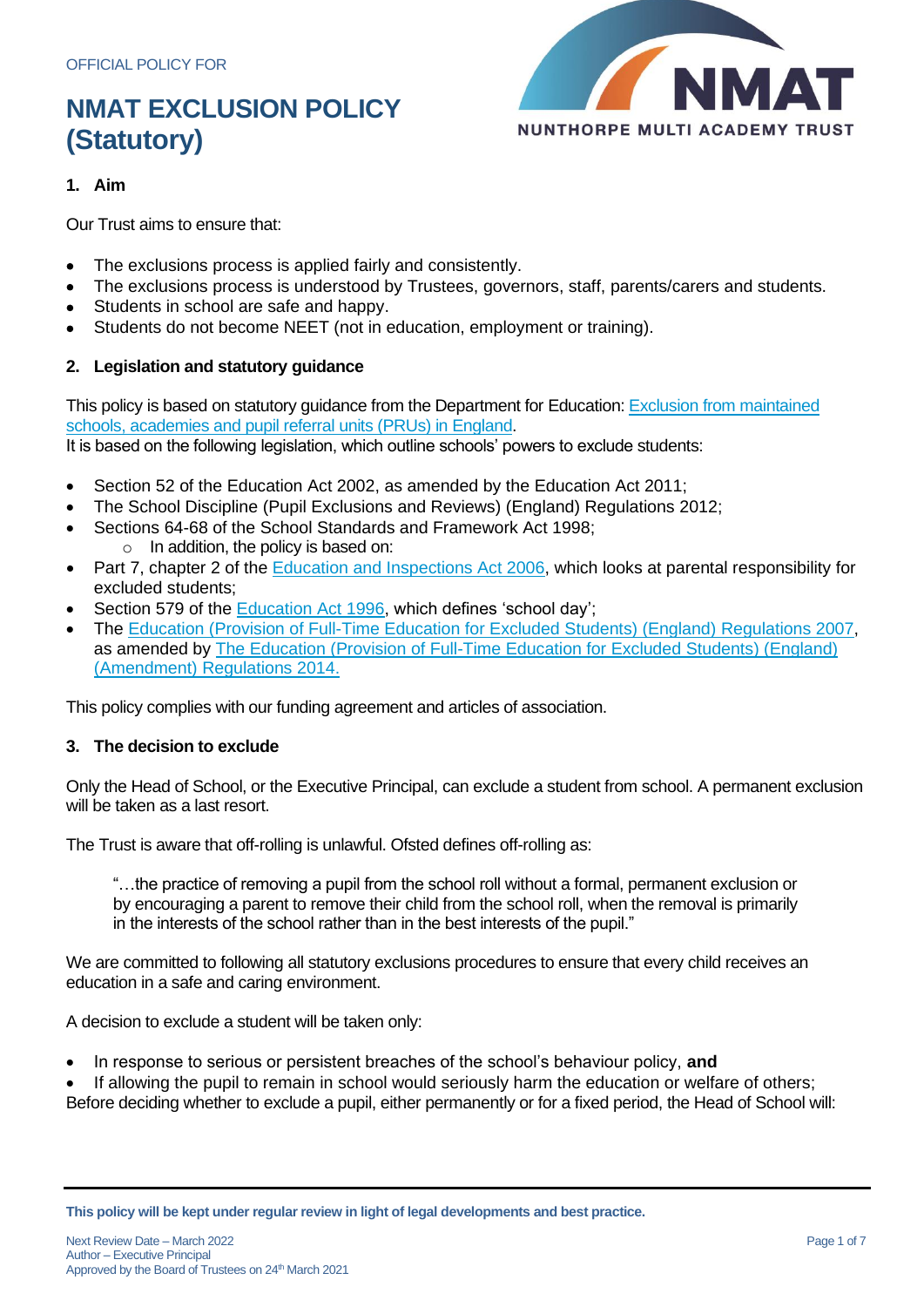OFFICIAL POLICY FOR

# NMAT EXCLUSION POLICY (Statutory)

## 1. Aim

Our Trust aims to ensure that:

- The exclusions process is applied fairly and consistently.
- The exclusions process is understood by Trustees, governors, staff, parents/carers and students.
- Students in school are safe and happy.
- Students do not become NEET (not in education, employment or training).

## 2. Legislation and statutory guidance

This policy is based on statutory guidance from the Department for Education: Exclusion from maintained schools, academies and pupil referral units (PRUs) in England.
It is based on the following legislation, which outline schools' powers to exclude students:

- Section 52 of the Education Act 2002, as amended by the Education Act 2011;
- The School Discipline (Pupil Exclusions and Reviews) (England) Regulations 2012;
- Sections 64-68 of the School Standards and Framework Act 1998;
    - In addition, the policy is based on:
- Part 7, chapter 2 of the Education and Inspections Act 2006, which looks at parental responsibility for excluded students;
- Section 579 of the Education Act 1996, which defines 'school day';
- The Education (Provision of Full-Time Education for Excluded Students) (England) Regulations 2007, as amended by The Education (Provision of Full-Time Education for Excluded Students) (England) (Amendment) Regulations 2014.

This policy complies with our funding agreement and articles of association.

## 3. The decision to exclude

Only the Head of School, or the Executive Principal, can exclude a student from school. A permanent exclusion will be taken as a last resort.

The Trust is aware that off-rolling is unlawful. Ofsted defines off-rolling as:

> "…the practice of removing a pupil from the school roll without a formal, permanent exclusion or by encouraging a parent to remove their child from the school roll, when the removal is primarily in the interests of the school rather than in the best interests of the pupil."

We are committed to following all statutory exclusions procedures to ensure that every child receives an education in a safe and caring environment.

A decision to exclude a student will be taken only:

- In response to serious or persistent breaches of the school's behaviour policy, **and**
- If allowing the pupil to remain in school would seriously harm the education or welfare of others;

Before deciding whether to exclude a pupil, either permanently or for a fixed period, the Head of School will:

**This policy will be kept under regular review in light of legal developments and best practice.**

Next Review Date – March 2022
Author – Executive Principal
Approved by the Board of Trustees on 24th March 2021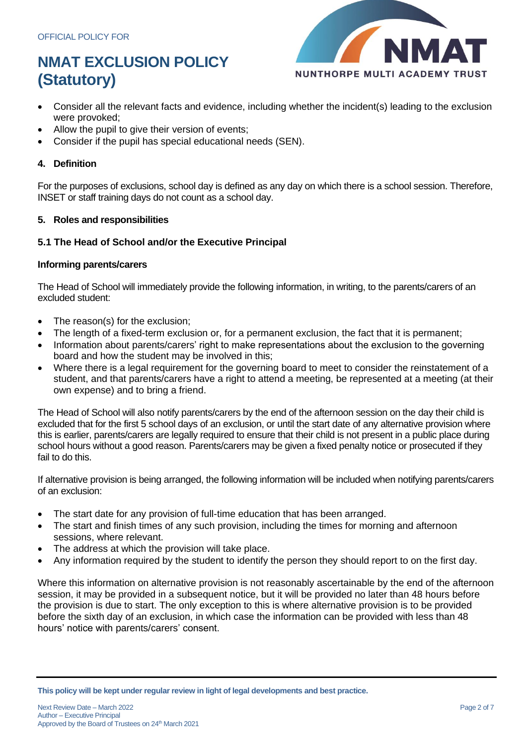- Consider all the relevant facts and evidence, including whether the incident(s) leading to the exclusion were provoked;
- Allow the pupil to give their version of events;
- Consider if the pupil has special educational needs (SEN).

## 4. Definition

For the purposes of exclusions, school day is defined as any day on which there is a school session. Therefore, INSET or staff training days do not count as a school day.

## 5. Roles and responsibilities

### 5.1 The Head of School and/or the Executive Principal

**Informing parents/carers**

The Head of School will immediately provide the following information, in writing, to the parents/carers of an excluded student:

- The reason(s) for the exclusion;
- The length of a fixed-term exclusion or, for a permanent exclusion, the fact that it is permanent;
- Information about parents/carers' right to make representations about the exclusion to the governing board and how the student may be involved in this;
- Where there is a legal requirement for the governing board to meet to consider the reinstatement of a student, and that parents/carers have a right to attend a meeting, be represented at a meeting (at their own expense) and to bring a friend.

The Head of School will also notify parents/carers by the end of the afternoon session on the day their child is excluded that for the first 5 school days of an exclusion, or until the start date of any alternative provision where this is earlier, parents/carers are legally required to ensure that their child is not present in a public place during school hours without a good reason. Parents/carers may be given a fixed penalty notice or prosecuted if they fail to do this.

If alternative provision is being arranged, the following information will be included when notifying parents/carers of an exclusion:

- The start date for any provision of full-time education that has been arranged.
- The start and finish times of any such provision, including the times for morning and afternoon sessions, where relevant.
- The address at which the provision will take place.
- Any information required by the student to identify the person they should report to on the first day.

Where this information on alternative provision is not reasonably ascertainable by the end of the afternoon session, it may be provided in a subsequent notice, but it will be provided no later than 48 hours before the provision is due to start. The only exception to this is where alternative provision is to be provided before the sixth day of an exclusion, in which case the information can be provided with less than 48 hours' notice with parents/carers' consent.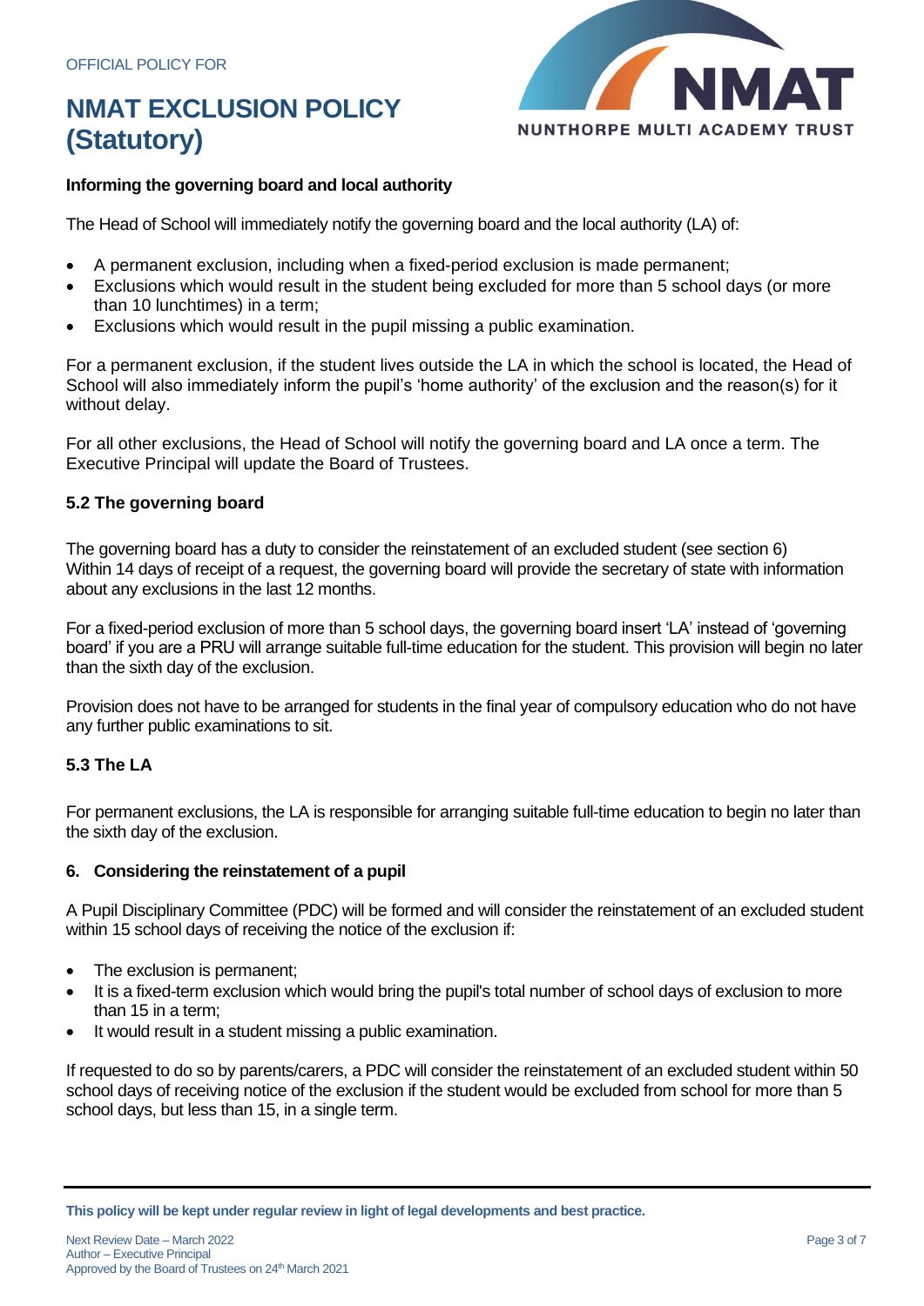#### Informing the governing board and local authority

The Head of School will immediately notify the governing board and the local authority (LA) of:

- A permanent exclusion, including when a fixed-period exclusion is made permanent;
- Exclusions which would result in the student being excluded for more than 5 school days (or more than 10 lunchtimes) in a term;
- Exclusions which would result in the pupil missing a public examination.

For a permanent exclusion, if the student lives outside the LA in which the school is located, the Head of School will also immediately inform the pupil's 'home authority' of the exclusion and the reason(s) for it without delay.

For all other exclusions, the Head of School will notify the governing board and LA once a term. The Executive Principal will update the Board of Trustees.

### 5.2 The governing board

The governing board has a duty to consider the reinstatement of an excluded student (see section 6) Within 14 days of receipt of a request, the governing board will provide the secretary of state with information about any exclusions in the last 12 months.

For a fixed-period exclusion of more than 5 school days, the governing board insert 'LA' instead of 'governing board' if you are a PRU will arrange suitable full-time education for the student. This provision will begin no later than the sixth day of the exclusion.

Provision does not have to be arranged for students in the final year of compulsory education who do not have any further public examinations to sit.

### 5.3 The LA

For permanent exclusions, the LA is responsible for arranging suitable full-time education to begin no later than the sixth day of the exclusion.

## 6. Considering the reinstatement of a pupil

A Pupil Disciplinary Committee (PDC) will be formed and will consider the reinstatement of an excluded student within 15 school days of receiving the notice of the exclusion if:

- The exclusion is permanent;
- It is a fixed-term exclusion which would bring the pupil's total number of school days of exclusion to more than 15 in a term;
- It would result in a student missing a public examination.

If requested to do so by parents/carers, a PDC will consider the reinstatement of an excluded student within 50 school days of receiving notice of the exclusion if the student would be excluded from school for more than 5 school days, but less than 15, in a single term.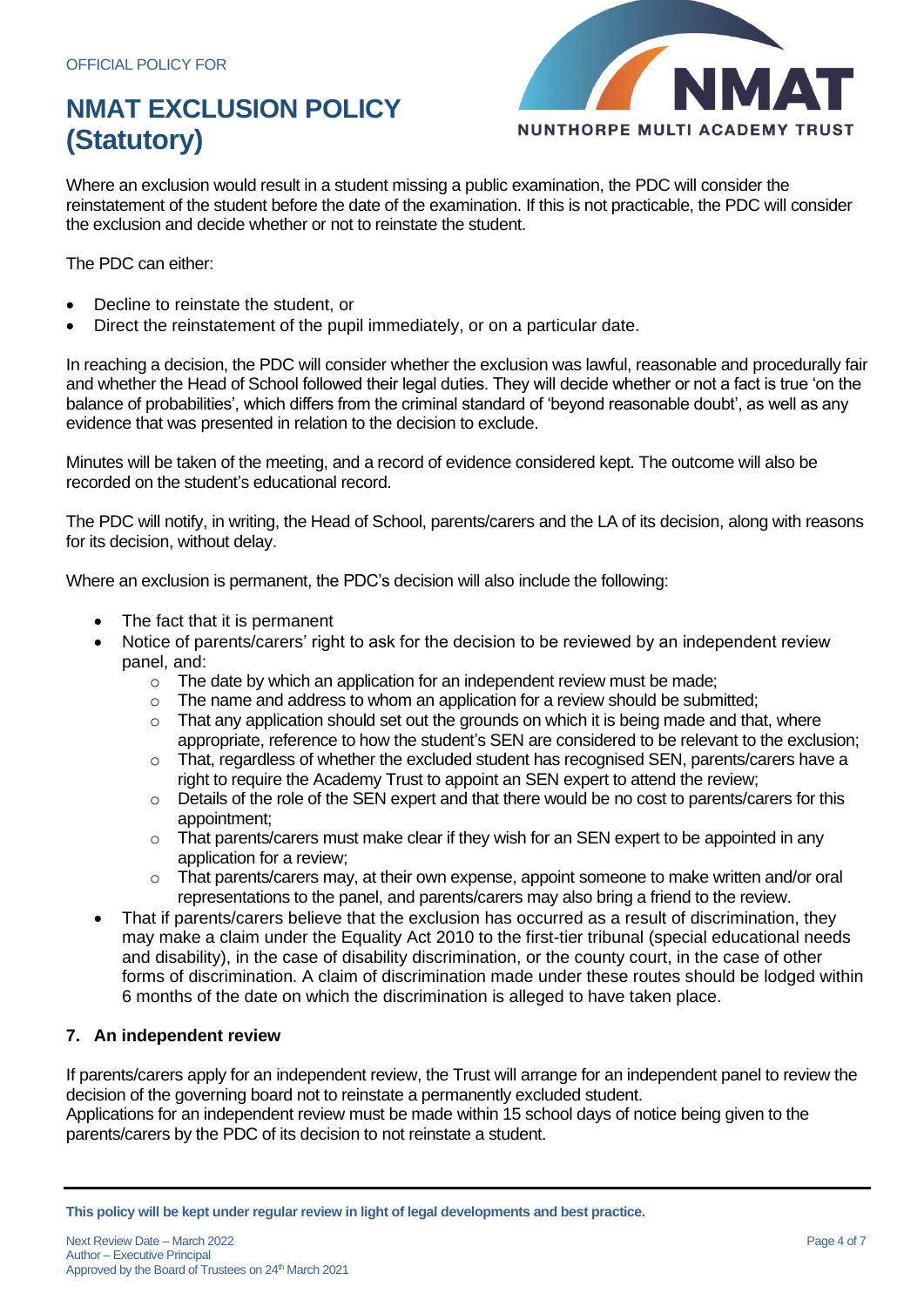Where an exclusion would result in a student missing a public examination, the PDC will consider the reinstatement of the student before the date of the examination. If this is not practicable, the PDC will consider the exclusion and decide whether or not to reinstate the student.

The PDC can either:

- Decline to reinstate the student, or
- Direct the reinstatement of the pupil immediately, or on a particular date.

In reaching a decision, the PDC will consider whether the exclusion was lawful, reasonable and procedurally fair and whether the Head of School followed their legal duties. They will decide whether or not a fact is true 'on the balance of probabilities', which differs from the criminal standard of 'beyond reasonable doubt', as well as any evidence that was presented in relation to the decision to exclude.

Minutes will be taken of the meeting, and a record of evidence considered kept. The outcome will also be recorded on the student's educational record.

The PDC will notify, in writing, the Head of School, parents/carers and the LA of its decision, along with reasons for its decision, without delay.

Where an exclusion is permanent, the PDC's decision will also include the following:

- The fact that it is permanent
- Notice of parents/carers' right to ask for the decision to be reviewed by an independent review panel, and:
  - The date by which an application for an independent review must be made;
  - The name and address to whom an application for a review should be submitted;
  - That any application should set out the grounds on which it is being made and that, where appropriate, reference to how the student's SEN are considered to be relevant to the exclusion;
  - That, regardless of whether the excluded student has recognised SEN, parents/carers have a right to require the Academy Trust to appoint an SEN expert to attend the review;
  - Details of the role of the SEN expert and that there would be no cost to parents/carers for this appointment;
  - That parents/carers must make clear if they wish for an SEN expert to be appointed in any application for a review;
  - That parents/carers may, at their own expense, appoint someone to make written and/or oral representations to the panel, and parents/carers may also bring a friend to the review.
- That if parents/carers believe that the exclusion has occurred as a result of discrimination, they may make a claim under the Equality Act 2010 to the first-tier tribunal (special educational needs and disability), in the case of disability discrimination, or the county court, in the case of other forms of discrimination. A claim of discrimination made under these routes should be lodged within 6 months of the date on which the discrimination is alleged to have taken place.

## 7. An independent review

If parents/carers apply for an independent review, the Trust will arrange for an independent panel to review the decision of the governing board not to reinstate a permanently excluded student.
Applications for an independent review must be made within 15 school days of notice being given to the parents/carers by the PDC of its decision to not reinstate a student.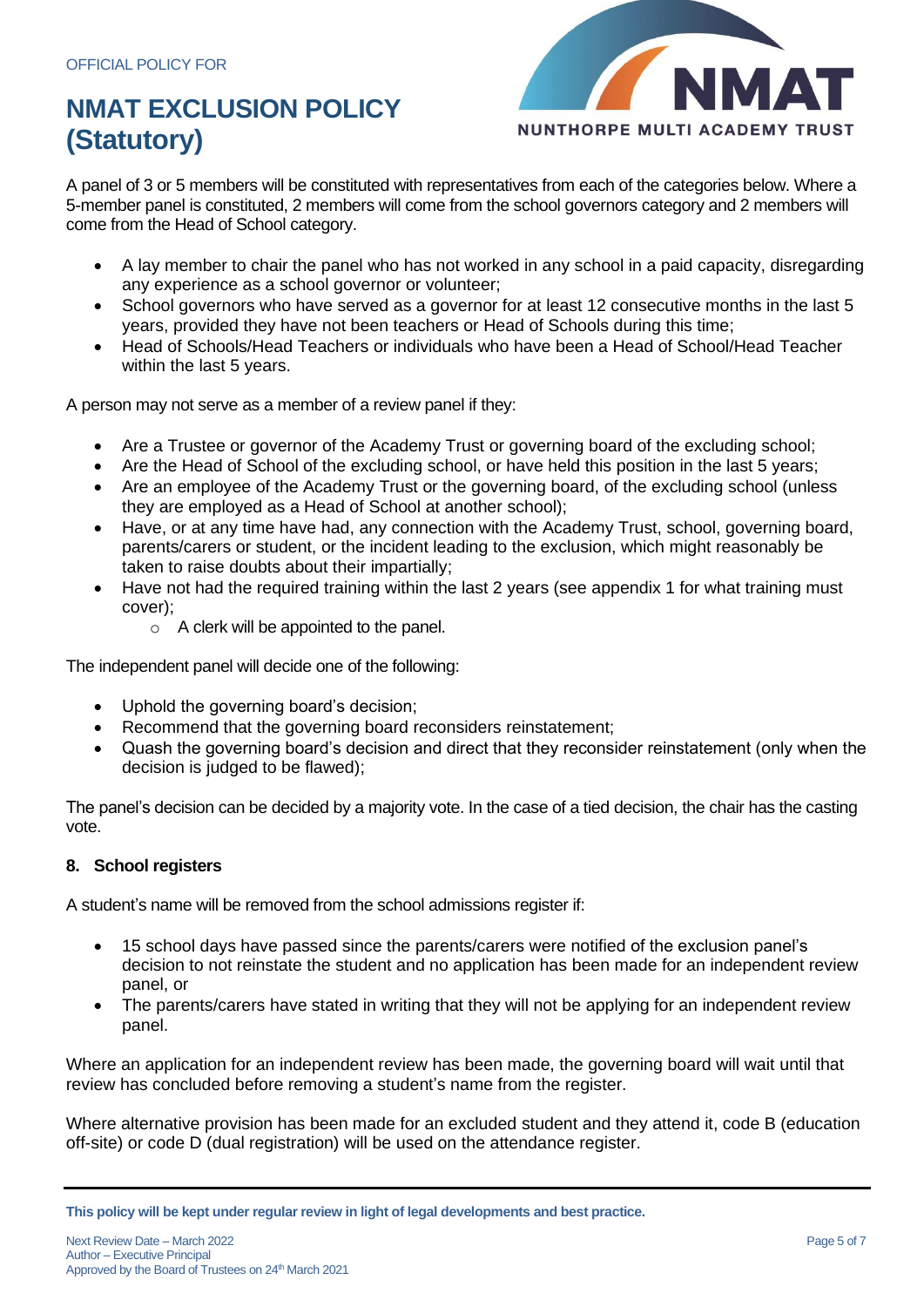A panel of 3 or 5 members will be constituted with representatives from each of the categories below. Where a 5-member panel is constituted, 2 members will come from the school governors category and 2 members will come from the Head of School category.

- A lay member to chair the panel who has not worked in any school in a paid capacity, disregarding any experience as a school governor or volunteer;
- School governors who have served as a governor for at least 12 consecutive months in the last 5 years, provided they have not been teachers or Head of Schools during this time;
- Head of Schools/Head Teachers or individuals who have been a Head of School/Head Teacher within the last 5 years.

A person may not serve as a member of a review panel if they:

- Are a Trustee or governor of the Academy Trust or governing board of the excluding school;
- Are the Head of School of the excluding school, or have held this position in the last 5 years;
- Are an employee of the Academy Trust or the governing board, of the excluding school (unless they are employed as a Head of School at another school);
- Have, or at any time have had, any connection with the Academy Trust, school, governing board, parents/carers or student, or the incident leading to the exclusion, which might reasonably be taken to raise doubts about their impartially;
- Have not had the required training within the last 2 years (see appendix 1 for what training must cover);
    - A clerk will be appointed to the panel.

The independent panel will decide one of the following:

- Uphold the governing board's decision;
- Recommend that the governing board reconsiders reinstatement;
- Quash the governing board's decision and direct that they reconsider reinstatement (only when the decision is judged to be flawed);

The panel's decision can be decided by a majority vote. In the case of a tied decision, the chair has the casting vote.

## 8. School registers

A student's name will be removed from the school admissions register if:

- 15 school days have passed since the parents/carers were notified of the exclusion panel's decision to not reinstate the student and no application has been made for an independent review panel, or
- The parents/carers have stated in writing that they will not be applying for an independent review panel.

Where an application for an independent review has been made, the governing board will wait until that review has concluded before removing a student's name from the register.

Where alternative provision has been made for an excluded student and they attend it, code B (education off-site) or code D (dual registration) will be used on the attendance register.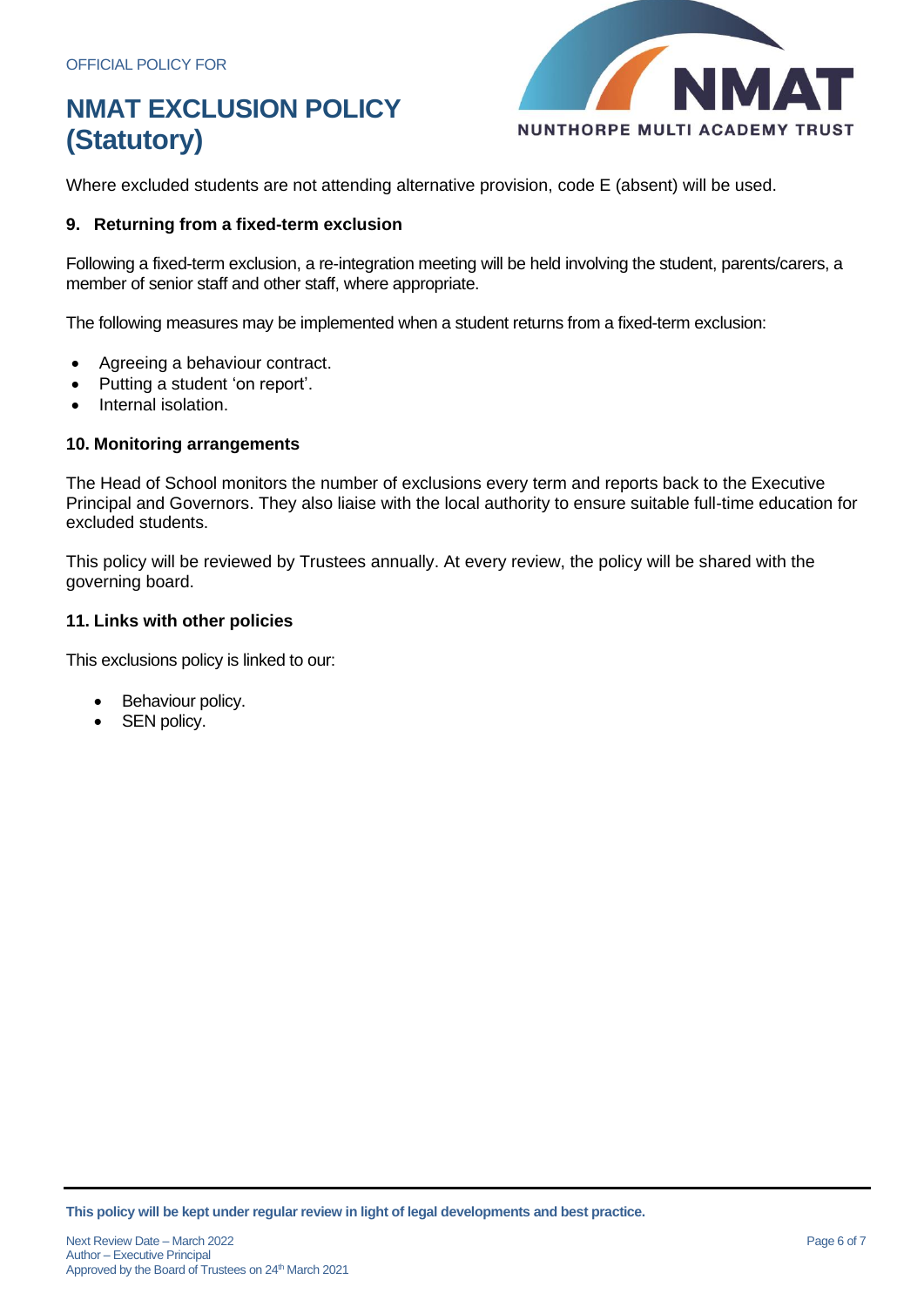Where excluded students are not attending alternative provision, code E (absent) will be used.

## 9. Returning from a fixed-term exclusion

Following a fixed-term exclusion, a re-integration meeting will be held involving the student, parents/carers, a member of senior staff and other staff, where appropriate.

The following measures may be implemented when a student returns from a fixed-term exclusion:

- Agreeing a behaviour contract.
- Putting a student 'on report'.
- Internal isolation.

## 10. Monitoring arrangements

The Head of School monitors the number of exclusions every term and reports back to the Executive Principal and Governors. They also liaise with the local authority to ensure suitable full-time education for excluded students.

This policy will be reviewed by Trustees annually. At every review, the policy will be shared with the governing board.

## 11. Links with other policies

This exclusions policy is linked to our:

- Behaviour policy.
- SEN policy.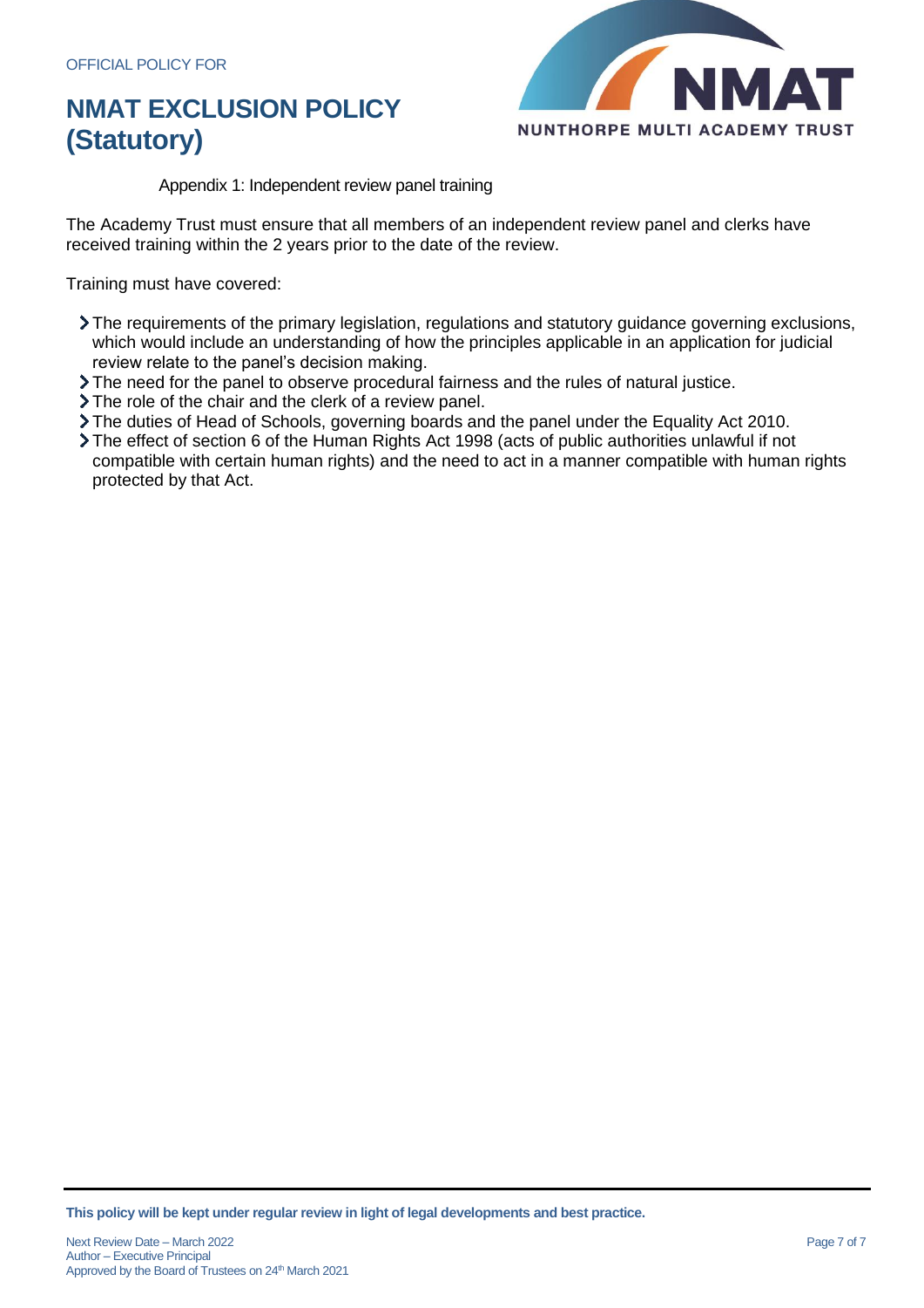## Appendix 1: Independent review panel training

The Academy Trust must ensure that all members of an independent review panel and clerks have received training within the 2 years prior to the date of the review.

Training must have covered:

- The requirements of the primary legislation, regulations and statutory guidance governing exclusions, which would include an understanding of how the principles applicable in an application for judicial review relate to the panel's decision making.
- The need for the panel to observe procedural fairness and the rules of natural justice.
- The role of the chair and the clerk of a review panel.
- The duties of Head of Schools, governing boards and the panel under the Equality Act 2010.
- The effect of section 6 of the Human Rights Act 1998 (acts of public authorities unlawful if not compatible with certain human rights) and the need to act in a manner compatible with human rights protected by that Act.